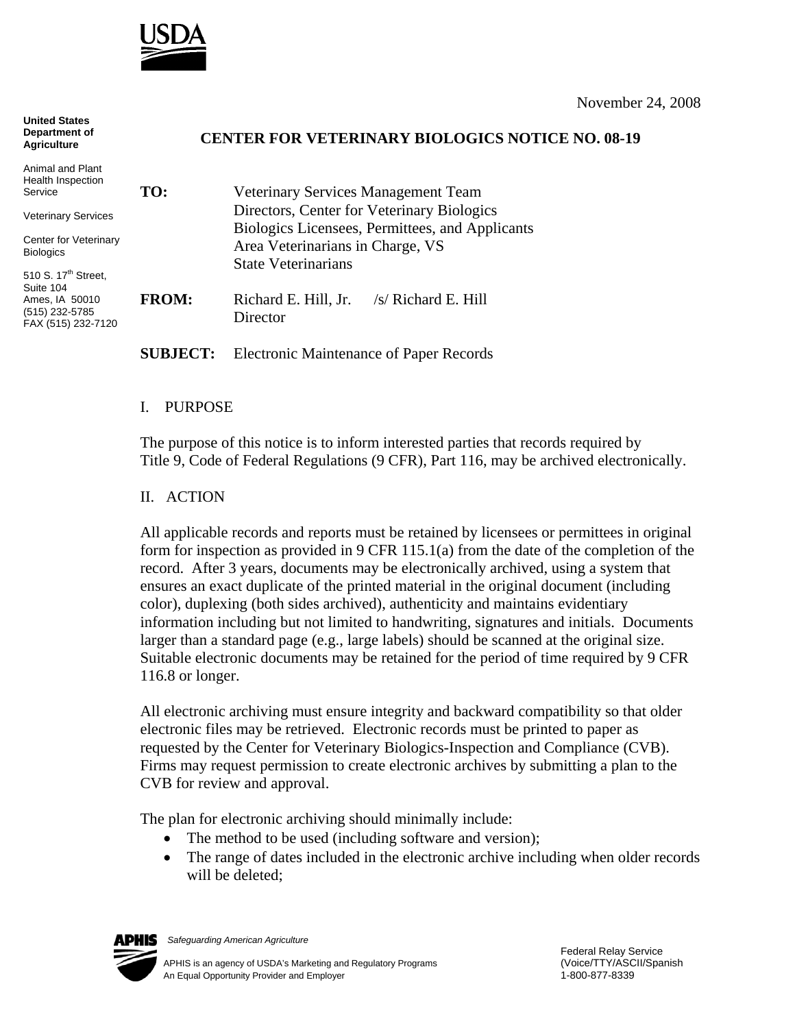November 24, 2008

**United States Department of Agriculture**

Animal and Plant Health Inspection Service

Veterinary Services

Center for Veterinary Biologics

510 S. 17th Street, Suite 104
Ames, IA 50010
(515) 232-5785
FAX (515) 232-7120

## CENTER FOR VETERINARY BIOLOGICS NOTICE NO. 08-19

**TO:** Veterinary Services Management Team
Directors, Center for Veterinary Biologics
Biologics Licensees, Permittees, and Applicants
Area Veterinarians in Charge, VS
State Veterinarians

**FROM:** Richard E. Hill, Jr. /s/ Richard E. Hill
Director

**SUBJECT:** Electronic Maintenance of Paper Records

I. PURPOSE

The purpose of this notice is to inform interested parties that records required by Title 9, Code of Federal Regulations (9 CFR), Part 116, may be archived electronically.

II. ACTION

All applicable records and reports must be retained by licensees or permittees in original form for inspection as provided in 9 CFR 115.1(a) from the date of the completion of the record. After 3 years, documents may be electronically archived, using a system that ensures an exact duplicate of the printed material in the original document (including color), duplexing (both sides archived), authenticity and maintains evidentiary information including but not limited to handwriting, signatures and initials. Documents larger than a standard page (e.g., large labels) should be scanned at the original size. Suitable electronic documents may be retained for the period of time required by 9 CFR 116.8 or longer.

All electronic archiving must ensure integrity and backward compatibility so that older electronic files may be retrieved. Electronic records must be printed to paper as requested by the Center for Veterinary Biologics-Inspection and Compliance (CVB). Firms may request permission to create electronic archives by submitting a plan to the CVB for review and approval.

The plan for electronic archiving should minimally include:

- The method to be used (including software and version);
- The range of dates included in the electronic archive including when older records will be deleted;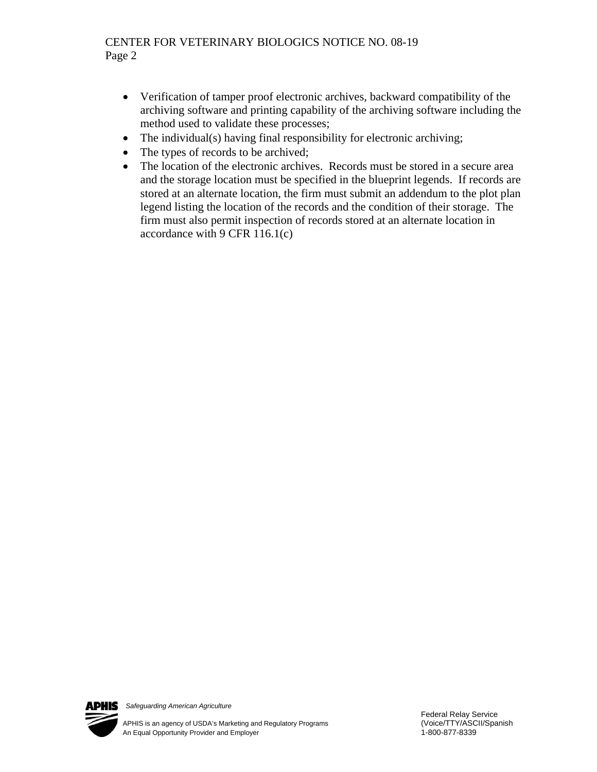- Verification of tamper proof electronic archives, backward compatibility of the archiving software and printing capability of the archiving software including the method used to validate these processes;
- The individual(s) having final responsibility for electronic archiving;
- The types of records to be archived;
- The location of the electronic archives. Records must be stored in a secure area and the storage location must be specified in the blueprint legends. If records are stored at an alternate location, the firm must submit an addendum to the plot plan legend listing the location of the records and the condition of their storage. The firm must also permit inspection of records stored at an alternate location in accordance with 9 CFR 116.1(c)